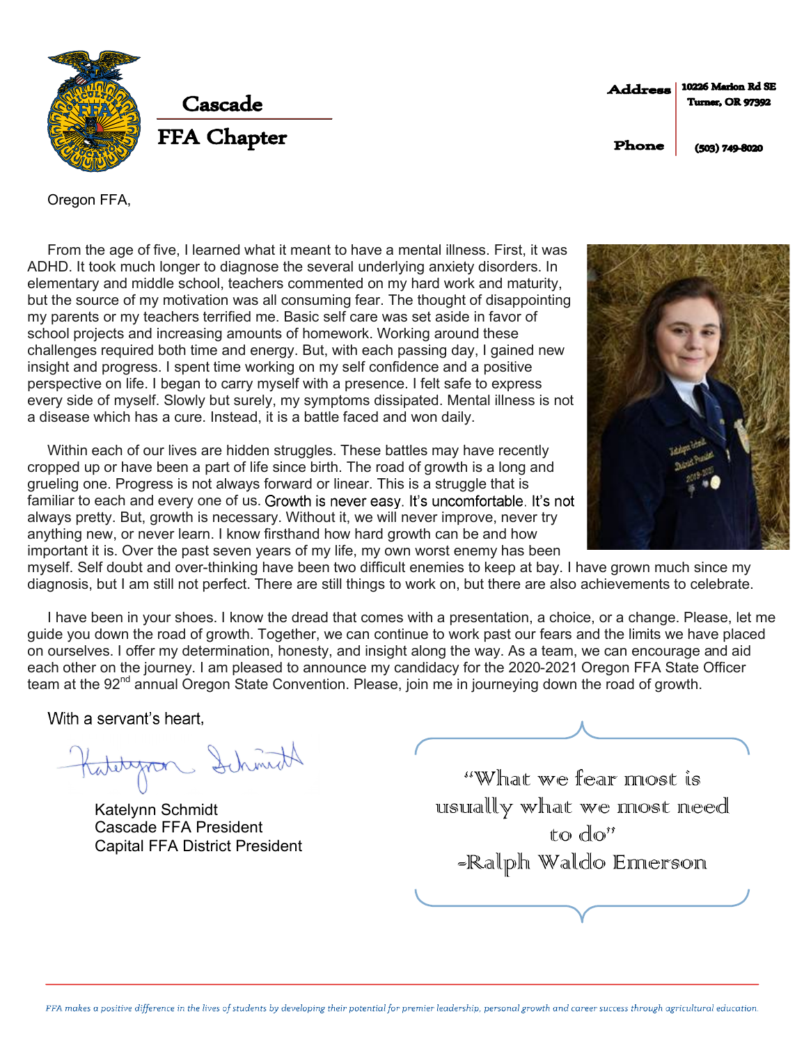# Cascade FFA Chapter

**Address** 10226 Marion Rd SE Turner, OR 97392

**Phone** (503) 749-8020

Oregon FFA,

From the age of five, I learned what it meant to have a mental illness. First, it was ADHD. It took much longer to diagnose the several underlying anxiety disorders. In elementary and middle school, teachers commented on my hard work and maturity, but the source of my motivation was all consuming fear. The thought of disappointing my parents or my teachers terrified me. Basic self care was set aside in favor of school projects and increasing amounts of homework. Working around these challenges required both time and energy. But, with each passing day, I gained new insight and progress. I spent time working on my self confidence and a positive perspective on life. I began to carry myself with a presence. I felt safe to express every side of myself. Slowly but surely, my symptoms dissipated. Mental illness is not a disease which has a cure. Instead, it is a battle faced and won daily.

Within each of our lives are hidden struggles. These battles may have recently cropped up or have been a part of life since birth. The road of growth is a long and grueling one. Progress is not always forward or linear. This is a struggle that is familiar to each and every one of us. Growth is never easy. It's uncomfortable. It's not always pretty. But, growth is necessary. Without it, we will never improve, never try anything new, or never learn. I know firsthand how hard growth can be and how important it is. Over the past seven years of my life, my own worst enemy has been myself. Self doubt and over-thinking have been two difficult enemies to keep at bay. I have grown much since my diagnosis, but I am still not perfect. There are still things to work on, but there are also achievements to celebrate.

I have been in your shoes. I know the dread that comes with a presentation, a choice, or a change. Please, let me guide you down the road of growth. Together, we can continue to work past our fears and the limits we have placed on ourselves. I offer my determination, honesty, and insight along the way. As a team, we can encourage and aid each other on the journey. I am pleased to announce my candidacy for the 2020-2021 Oregon FFA State Officer team at the 92nd annual Oregon State Convention. Please, join me in journeying down the road of growth.

With a servant's heart,

Katelynn Schmidt
Cascade FFA President
Capital FFA District President

> "What we fear most is usually what we most need to do"
> -Ralph Waldo Emerson

*FFA makes a positive difference in the lives of students by developing their potential for premier leadership, personal growth and career success through agricultural education.*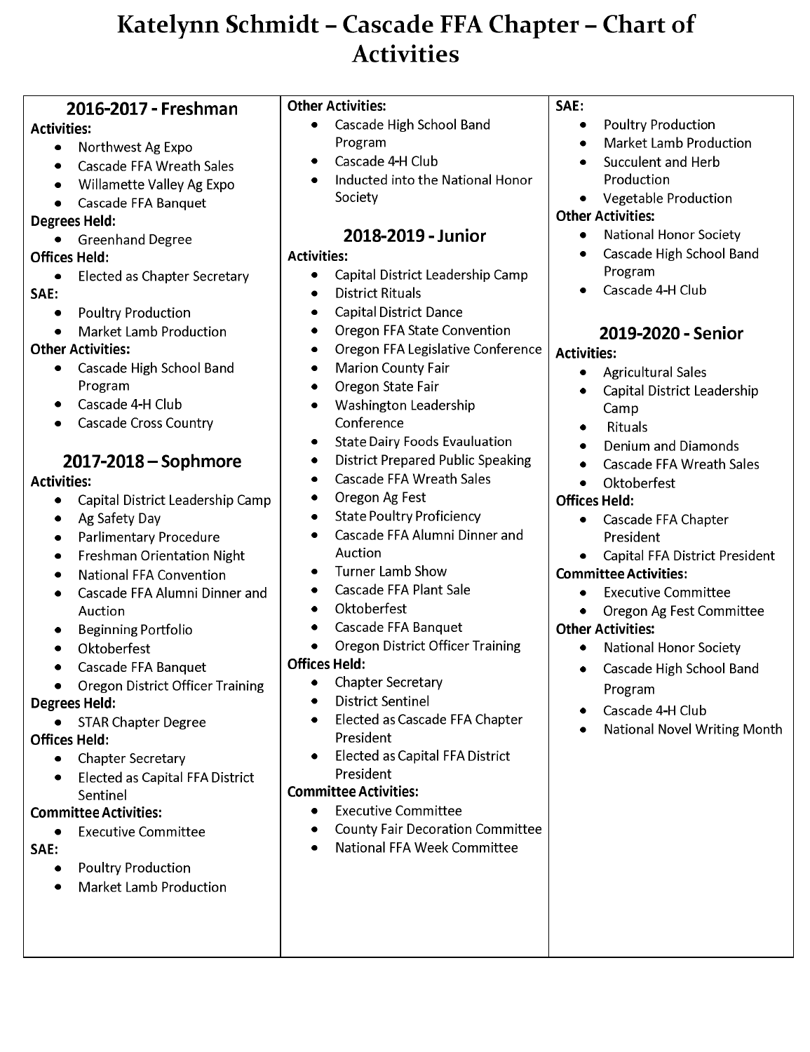# Katelynn Schmidt – Cascade FFA Chapter – Chart of Activities

## 2016-2017 - Freshman

**Activities:**

- Northwest Ag Expo
- Cascade FFA Wreath Sales
- Willamette Valley Ag Expo
- Cascade FFA Banquet

**Degrees Held:**

- Greenhand Degree

**Offices Held:**

- Elected as Chapter Secretary

**SAE:**

- Poultry Production
- Market Lamb Production

**Other Activities:**

- Cascade High School Band Program
- Cascade 4-H Club
- Cascade Cross Country

## 2017-2018 – Sophmore

**Activities:**

- Capital District Leadership Camp
- Ag Safety Day
- Parlimentary Procedure
- Freshman Orientation Night
- National FFA Convention
- Cascade FFA Alumni Dinner and Auction
- Beginning Portfolio
- Oktoberfest
- Cascade FFA Banquet
- Oregon District Officer Training

**Degrees Held:**

- STAR Chapter Degree

**Offices Held:**

- Chapter Secretary
- Elected as Capital FFA District Sentinel

**Committee Activities:**

- Executive Committee

**SAE:**

- Poultry Production
- Market Lamb Production

**Other Activities:**

- Cascade High School Band Program
- Cascade 4-H Club
- Inducted into the National Honor Society

## 2018-2019 - Junior

**Activities:**

- Capital District Leadership Camp
- District Rituals
- Capital District Dance
- Oregon FFA State Convention
- Oregon FFA Legislative Conference
- Marion County Fair
- Oregon State Fair
- Washington Leadership Conference
- State Dairy Foods Evauluation
- District Prepared Public Speaking
- Cascade FFA Wreath Sales
- Oregon Ag Fest
- State Poultry Proficiency
- Cascade FFA Alumni Dinner and Auction
- Turner Lamb Show
- Cascade FFA Plant Sale
- Oktoberfest
- Cascade FFA Banquet
- Oregon District Officer Training

**Offices Held:**

- Chapter Secretary
- District Sentinel
- Elected as Cascade FFA Chapter President
- Elected as Capital FFA District President

**Committee Activities:**

- Executive Committee
- County Fair Decoration Committee
- National FFA Week Committee

**SAE:**

- Poultry Production
- Market Lamb Production
- Succulent and Herb Production
- Vegetable Production

**Other Activities:**

- National Honor Society
- Cascade High School Band Program
- Cascade 4-H Club

## 2019-2020 - Senior

**Activities:**

- Agricultural Sales
- Capital District Leadership Camp
- Rituals
- Denium and Diamonds
- Cascade FFA Wreath Sales
- Oktoberfest

**Offices Held:**

- Cascade FFA Chapter President
- Capital FFA District President

**Committee Activities:**

- Executive Committee
- Oregon Ag Fest Committee

**Other Activities:**

- National Honor Society
- Cascade High School Band Program
- Cascade 4-H Club
- National Novel Writing Month